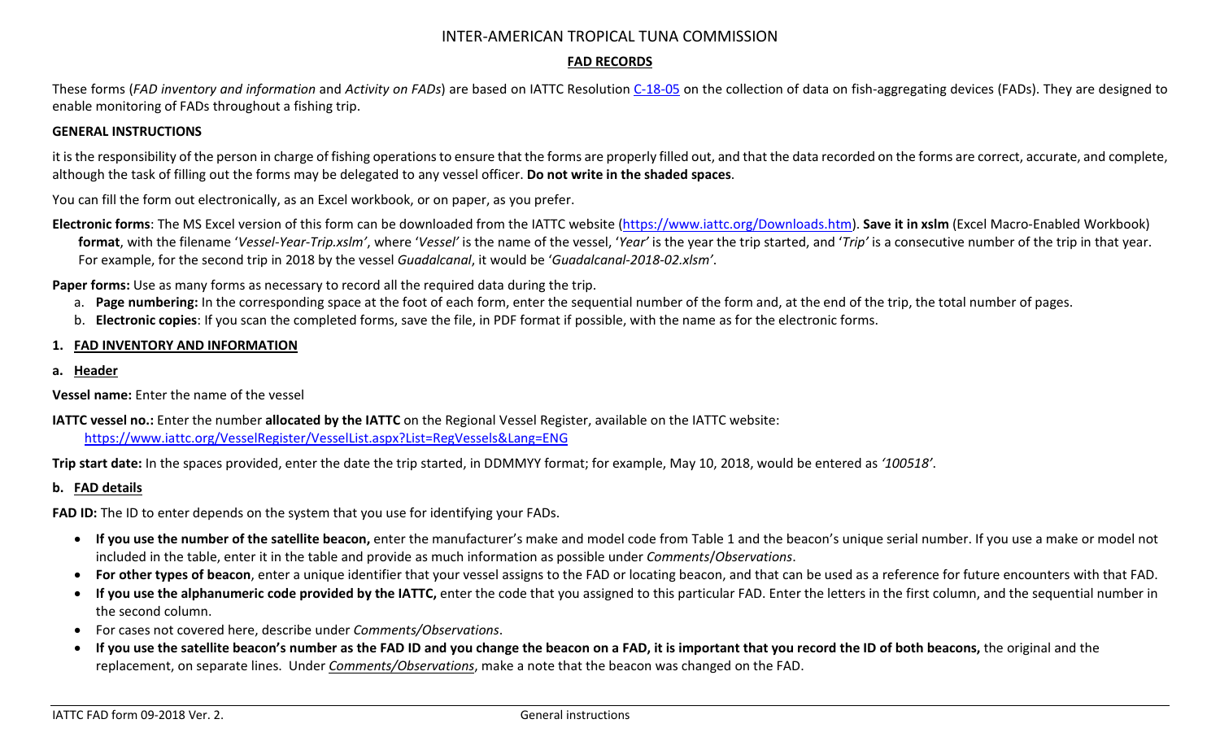# INTER-AMERICAN TROPICAL TUNA COMMISSION

## FAD RECORDS

These forms (*FAD inventory and information* and *Activity on FADs*) are based on IATTC Resolution [C-18-05](C-18-05) on the collection of data on fish-aggregating devices (FADs). They are designed to enable monitoring of FADs throughout a fishing trip.

### GENERAL INSTRUCTIONS

it is the responsibility of the person in charge of fishing operations to ensure that the forms are properly filled out, and that the data recorded on the forms are correct, accurate, and complete, although the task of filling out the forms may be delegated to any vessel officer. **Do not write in the shaded spaces**.

You can fill the form out electronically, as an Excel workbook, or on paper, as you prefer.

**Electronic forms**: The MS Excel version of this form can be downloaded from the IATTC website (https://www.iattc.org/Downloads.htm). **Save it in xslm** (Excel Macro-Enabled Workbook) **format**, with the filename '*Vessel-Year-Trip.xslm'*, where '*Vessel'* is the name of the vessel, '*Year'* is the year the trip started, and '*Trip'* is a consecutive number of the trip in that year. For example, for the second trip in 2018 by the vessel *Guadalcanal*, it would be '*Guadalcanal-2018-02.xlsm'*.

**Paper forms:** Use as many forms as necessary to record all the required data during the trip.

a. **Page numbering:** In the corresponding space at the foot of each form, enter the sequential number of the form and, at the end of the trip, the total number of pages.
b. **Electronic copies**: If you scan the completed forms, save the file, in PDF format if possible, with the name as for the electronic forms.

### 1. FAD INVENTORY AND INFORMATION

#### a. Header

**Vessel name:** Enter the name of the vessel

**IATTC vessel no.:** Enter the number **allocated by the IATTC** on the Regional Vessel Register, available on the IATTC website: https://www.iattc.org/VesselRegister/VesselList.aspx?List=RegVessels&Lang=ENG

**Trip start date:** In the spaces provided, enter the date the trip started, in DDMMYY format; for example, May 10, 2018, would be entered as *'100518'*.

#### b. FAD details

**FAD ID:** The ID to enter depends on the system that you use for identifying your FADs.

- **If you use the number of the satellite beacon,** enter the manufacturer's make and model code from Table 1 and the beacon's unique serial number. If you use a make or model not included in the table, enter it in the table and provide as much information as possible under *Comments*/*Observations*.
- **For other types of beacon**, enter a unique identifier that your vessel assigns to the FAD or locating beacon, and that can be used as a reference for future encounters with that FAD.
- **If you use the alphanumeric code provided by the IATTC,** enter the code that you assigned to this particular FAD. Enter the letters in the first column, and the sequential number in the second column.
- For cases not covered here, describe under *Comments/Observations*.
- **If you use the satellite beacon's number as the FAD ID and you change the beacon on a FAD, it is important that you record the ID of both beacons,** the original and the replacement, on separate lines. Under *Comments/Observations*, make a note that the beacon was changed on the FAD.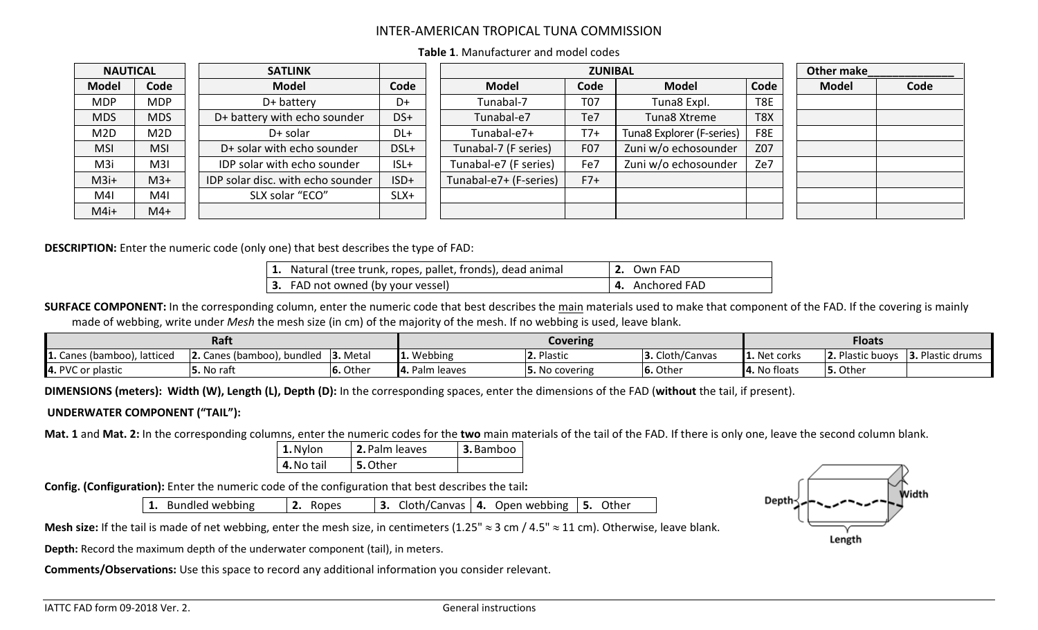# INTER-AMERICAN TROPICAL TUNA COMMISSION

**Table 1**. Manufacturer and model codes

| NAUTICAL | |
|---|---|
| **Model** | **Code** |
| MDP | MDP |
| MDS | MDS |
| M2D | M2D |
| MSI | MSI |
| M3i | M3I |
| M3i+ | M3+ |
| M4I | M4I |
| M4i+ | M4+ |

| SATLINK | |
|---|---|
| **Model** | **Code** |
| D+ battery | D+ |
| D+ battery with echo sounder | DS+ |
| D+ solar | DL+ |
| D+ solar with echo sounder | DSL+ |
| IDP solar with echo sounder | ISL+ |
| IDP solar disc. with echo sounder | ISD+ |
| SLX solar "ECO" | SLX+ |
| | |

| ZUNIBAL | | | |
|---|---|---|---|
| **Model** | **Code** | **Model** | **Code** |
| Tunabal-7 | T07 | Tuna8 Expl. | T8E |
| Tunabal-e7 | Te7 | Tuna8 Xtreme | T8X |
| Tunabal-e7+ | T7+ | Tuna8 Explorer (F-series) | F8E |
| Tunabal-7 (F series) | F07 | Zuni w/o echosounder | Z07 |
| Tunabal-e7 (F series) | Fe7 | Zuni w/o echosounder | Ze7 |
| Tunabal-e7+ (F-series) | F7+ | | |
| | | | |

| Other make______________ | |
|---|---|
| **Model** | **Code** |
| | |
| | |
| | |
| | |
| | |
| | |
| | |
| | |

**DESCRIPTION:** Enter the numeric code (only one) that best describes the type of FAD:

| | |
|---|---|
| **1.** Natural (tree trunk, ropes, pallet, fronds), dead animal | **2.** Own FAD |
| **3.** FAD not owned (by your vessel) | **4.** Anchored FAD |

**SURFACE COMPONENT:** In the corresponding column, enter the numeric code that best describes the main materials used to make that component of the FAD. If the covering is mainly made of webbing, write under *Mesh* the mesh size (in cm) of the majority of the mesh. If no webbing is used, leave blank.

| Raft | | | Covering | | | Floats | | |
|---|---|---|---|---|---|---|---|---|
| **1.** Canes (bamboo), latticed | **2.** Canes (bamboo), bundled | **3.** Metal | **1.** Webbing | **2.** Plastic | **3.** Cloth/Canvas | **1.** Net corks | **2.** Plastic buoys | **3.** Plastic drums |
| **4.** PVC or plastic | **5.** No raft | **6.** Other | **4.** Palm leaves | **5.** No covering | **6.** Other | **4.** No floats | **5.** Other | |

**DIMENSIONS (meters): Width (W), Length (L), Depth (D):** In the corresponding spaces, enter the dimensions of the FAD (**without** the tail, if present).

**UNDERWATER COMPONENT ("TAIL"):**

**Mat. 1** and **Mat. 2:** In the corresponding columns, enter the numeric codes for the **two** main materials of the tail of the FAD. If there is only one, leave the second column blank.

| | | |
|---|---|---|
| **1.** Nylon | **2.** Palm leaves | **3.** Bamboo |
| **4.** No tail | **5.** Other | |

**Config. (Configuration):** Enter the numeric code of the configuration that best describes the tail**:**

| | | | | |
|---|---|---|---|---|
| **1.** Bundled webbing | **2.** Ropes | **3.** Cloth/Canvas | **4.** Open webbing | **5.** Other |

Depth — Width — Length

**Mesh size:** If the tail is made of net webbing, enter the mesh size, in centimeters (1.25" ≈ 3 cm / 4.5" ≈ 11 cm). Otherwise, leave blank.

**Depth:** Record the maximum depth of the underwater component (tail), in meters.

**Comments/Observations:** Use this space to record any additional information you consider relevant.

IATTC FAD form 09-2018 Ver. 2. General instructions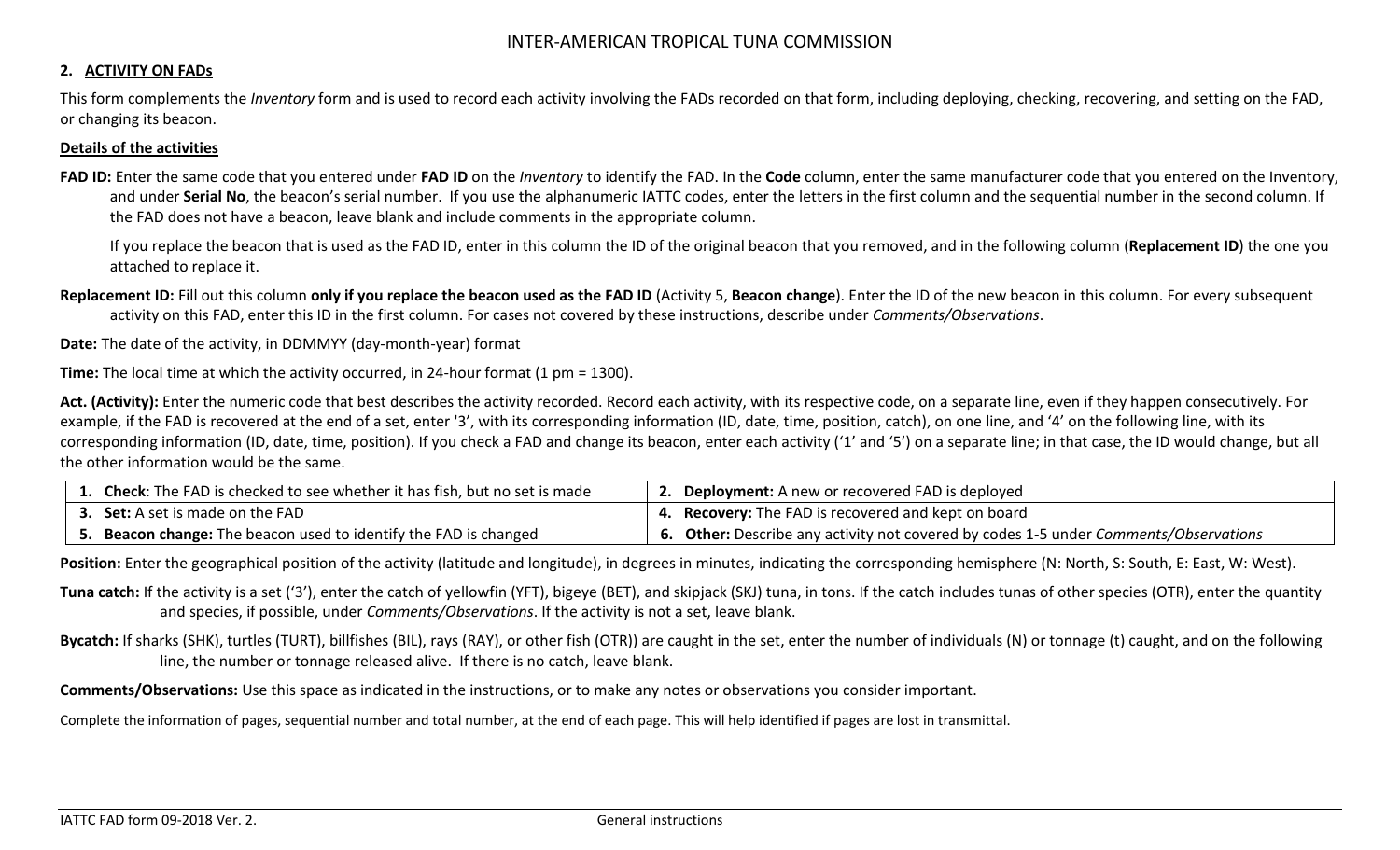INTER-AMERICAN TROPICAL TUNA COMMISSION

## 2. ACTIVITY ON FADs

This form complements the *Inventory* form and is used to record each activity involving the FADs recorded on that form, including deploying, checking, recovering, and setting on the FAD, or changing its beacon.

### Details of the activities

**FAD ID:** Enter the same code that you entered under **FAD ID** on the *Inventory* to identify the FAD. In the **Code** column, enter the same manufacturer code that you entered on the Inventory, and under **Serial No**, the beacon's serial number. If you use the alphanumeric IATTC codes, enter the letters in the first column and the sequential number in the second column. If the FAD does not have a beacon, leave blank and include comments in the appropriate column.

If you replace the beacon that is used as the FAD ID, enter in this column the ID of the original beacon that you removed, and in the following column (**Replacement ID**) the one you attached to replace it.

**Replacement ID:** Fill out this column **only if you replace the beacon used as the FAD ID** (Activity 5, **Beacon change**). Enter the ID of the new beacon in this column. For every subsequent activity on this FAD, enter this ID in the first column. For cases not covered by these instructions, describe under *Comments/Observations*.

**Date:** The date of the activity, in DDMMYY (day-month-year) format

**Time:** The local time at which the activity occurred, in 24-hour format (1 pm = 1300).

**Act. (Activity):** Enter the numeric code that best describes the activity recorded. Record each activity, with its respective code, on a separate line, even if they happen consecutively. For example, if the FAD is recovered at the end of a set, enter '3', with its corresponding information (ID, date, time, position, catch), on one line, and '4' on the following line, with its corresponding information (ID, date, time, position). If you check a FAD and change its beacon, enter each activity ('1' and '5') on a separate line; in that case, the ID would change, but all the other information would be the same.

| | |
|---|---|
| **1. Check**: The FAD is checked to see whether it has fish, but no set is made | **2. Deployment:** A new or recovered FAD is deployed |
| **3. Set:** A set is made on the FAD | **4. Recovery:** The FAD is recovered and kept on board |
| **5. Beacon change:** The beacon used to identify the FAD is changed | **6. Other:** Describe any activity not covered by codes 1-5 under *Comments/Observations* |

**Position:** Enter the geographical position of the activity (latitude and longitude), in degrees in minutes, indicating the corresponding hemisphere (N: North, S: South, E: East, W: West).

**Tuna catch:** If the activity is a set ('3'), enter the catch of yellowfin (YFT), bigeye (BET), and skipjack (SKJ) tuna, in tons. If the catch includes tunas of other species (OTR), enter the quantity and species, if possible, under *Comments/Observations*. If the activity is not a set, leave blank.

**Bycatch:** If sharks (SHK), turtles (TURT), billfishes (BIL), rays (RAY), or other fish (OTR)) are caught in the set, enter the number of individuals (N) or tonnage (t) caught, and on the following line, the number or tonnage released alive. If there is no catch, leave blank.

**Comments/Observations:** Use this space as indicated in the instructions, or to make any notes or observations you consider important.

Complete the information of pages, sequential number and total number, at the end of each page. This will help identified if pages are lost in transmittal.

IATTC FAD form 09-2018 Ver. 2. General instructions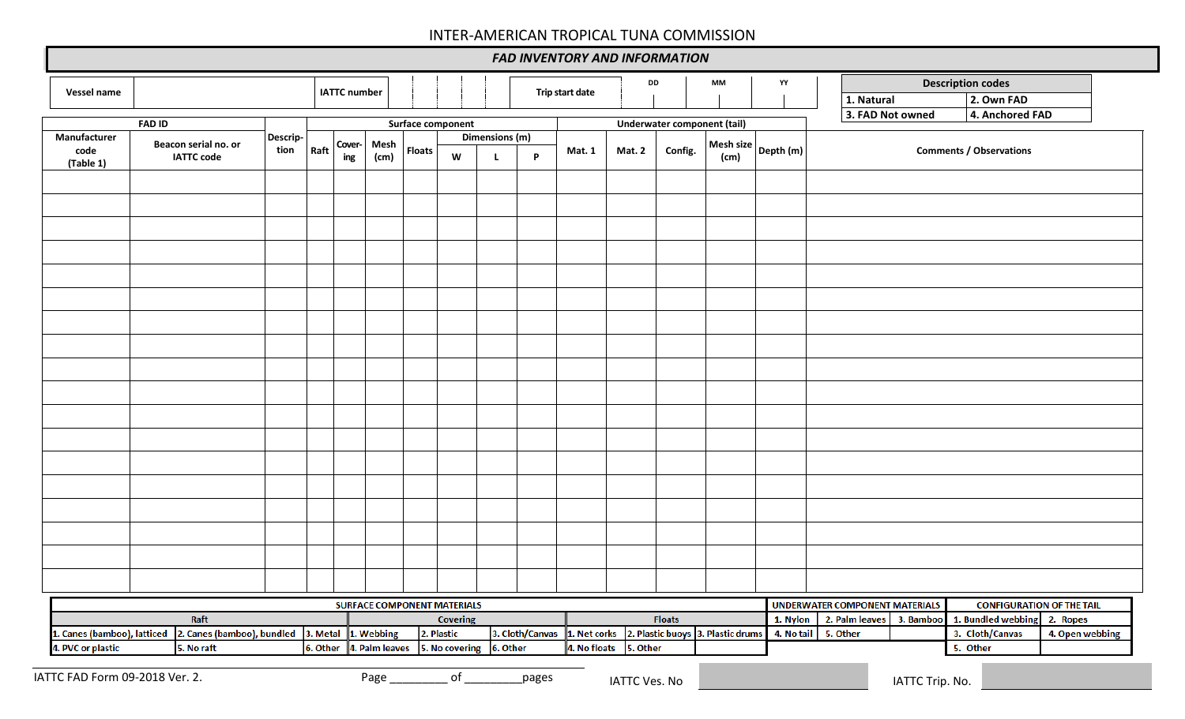INTER-AMERICAN TROPICAL TUNA COMMISSION

# *FAD INVENTORY AND INFORMATION*

| Vessel name | | IATTC number | | | | | Trip start date | DD | | MM | | YY | |
|---|---|---|---|---|---|---|---|---|---|---|---|---|---|

| Description codes | |
|---|---|
| 1. Natural | 2. Own FAD |
| 3. FAD Not owned | 4. Anchored FAD |

| FAD ID | | Description | Surface component | | | | | | Underwater component (tail) | | | | | Comments / Observations |
|---|---|---|---|---|---|---|---|---|---|---|---|---|---|---|
| Manufacturer code (Table 1) | Beacon serial no. or IATTC code | | Raft | Covering | Mesh (cm) | Floats | Dimensions (m) | | | Mat. 1 | Mat. 2 | Config. | Mesh size (cm) | Depth (m) | |
| | | | | | | | W | L | P | | | | | | |
| | | | | | | | | | | | | | | | |
| | | | | | | | | | | | | | | | |
| | | | | | | | | | | | | | | | |
| | | | | | | | | | | | | | | | |
| | | | | | | | | | | | | | | | |
| | | | | | | | | | | | | | | | |
| | | | | | | | | | | | | | | | |
| | | | | | | | | | | | | | | | |
| | | | | | | | | | | | | | | | |
| | | | | | | | | | | | | | | | |
| | | | | | | | | | | | | | | | |
| | | | | | | | | | | | | | | | |
| | | | | | | | | | | | | | | | |
| | | | | | | | | | | | | | | | |
| | | | | | | | | | | | | | | | |
| | | | | | | | | | | | | | | | |
| | | | | | | | | | | | | | | | |
| | | | | | | | | | | | | | | | |

| SURFACE COMPONENT MATERIALS | | | | | | | | |
|---|---|---|---|---|---|---|---|---|
| Raft | | | Covering | | | Floats | | |
| 1. Canes (bamboo), latticed | 2. Canes (bamboo), bundled | 3. Metal | 1. Webbing | 2. Plastic | 3. Cloth/Canvas | 1. Net corks | 2. Plastic buoys | 3. Plastic drums |
| 4. PVC or plastic | 5. No raft | 6. Other | 4. Palm leaves | 5. No covering | 6. Other | 4. No floats | 5. Other | |

| UNDERWATER COMPONENT MATERIALS | | |
|---|---|---|
| 1. Nylon | 2. Palm leaves | 3. Bamboo |
| 4. No tail | 5. Other | |

| CONFIGURATION OF THE TAIL | |
|---|---|
| 1. Bundled webbing | 2. Ropes |
| 3. Cloth/Canvas | 4. Open webbing |
| 5. Other | |

IATTC FAD Form 09-2018 Ver. 2.

Page _________ of _________pages

IATTC Ves. No ____________

IATTC Trip. No. ____________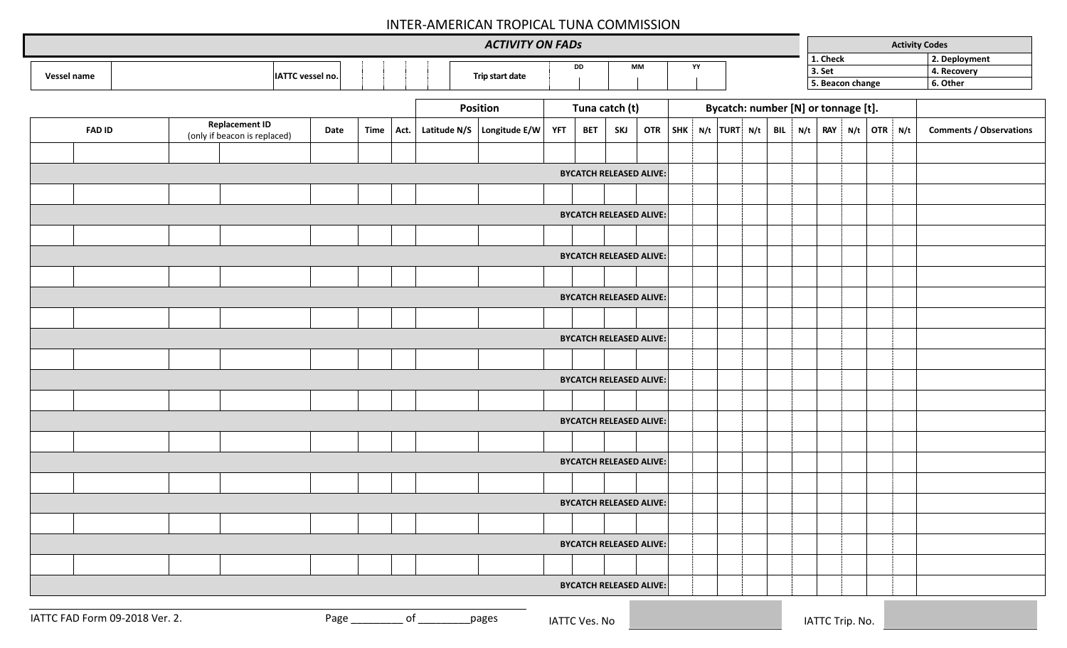# INTER-AMERICAN TROPICAL TUNA COMMISSION

## *ACTIVITY ON FADs*

| Vessel name | | IATTC vessel no. | | Trip start date | DD | MM | YY |
|---|---|---|---|---|---|---|---|

| Activity Codes | |
|---|---|
| 1. Check | 2. Deployment |
| 3. Set | 4. Recovery |
| 5. Beacon change | 6. Other |

| FAD ID | Replacement ID (only if beacon is replaced) | Date | Time | Act. | Position | | Tuna catch (t) | | | | Bycatch: number [N] or tonnage [t]. | | | | | | | | | | Comments / Observations |
|---|---|---|---|---|---|---|---|---|---|---|---|---|---|---|---|---|---|---|---|---|---|
| | | | | | Latitude N/S | Longitude E/W | YFT | BET | SKJ | OTR | SHK | N/t | TURT | N/t | BIL | N/t | RAY | N/t | OTR | N/t | |
| | | | | | | | | | | | | | | | | | | | | | |
| | | | | | | | | | | BYCATCH RELEASED ALIVE: | | | | | | | | | | | |
| | | | | | | | | | | | | | | | | | | | | | |
| | | | | | | | | | | BYCATCH RELEASED ALIVE: | | | | | | | | | | | |
| | | | | | | | | | | | | | | | | | | | | | |
| | | | | | | | | | | BYCATCH RELEASED ALIVE: | | | | | | | | | | | |
| | | | | | | | | | | | | | | | | | | | | | |
| | | | | | | | | | | BYCATCH RELEASED ALIVE: | | | | | | | | | | | |
| | | | | | | | | | | | | | | | | | | | | | |
| | | | | | | | | | | BYCATCH RELEASED ALIVE: | | | | | | | | | | | |
| | | | | | | | | | | | | | | | | | | | | | |
| | | | | | | | | | | BYCATCH RELEASED ALIVE: | | | | | | | | | | | |
| | | | | | | | | | | | | | | | | | | | | | |
| | | | | | | | | | | BYCATCH RELEASED ALIVE: | | | | | | | | | | | |
| | | | | | | | | | | | | | | | | | | | | | |
| | | | | | | | | | | BYCATCH RELEASED ALIVE: | | | | | | | | | | | |
| | | | | | | | | | | | | | | | | | | | | | |
| | | | | | | | | | | BYCATCH RELEASED ALIVE: | | | | | | | | | | | |
| | | | | | | | | | | | | | | | | | | | | | |
| | | | | | | | | | | BYCATCH RELEASED ALIVE: | | | | | | | | | | | |
| | | | | | | | | | | | | | | | | | | | | | |
| | | | | | | | | | | BYCATCH RELEASED ALIVE: | | | | | | | | | | | |

IATTC FAD Form 09-2018 Ver. 2.

Page _________ of _________pages

IATTC Ves. No

IATTC Trip. No.